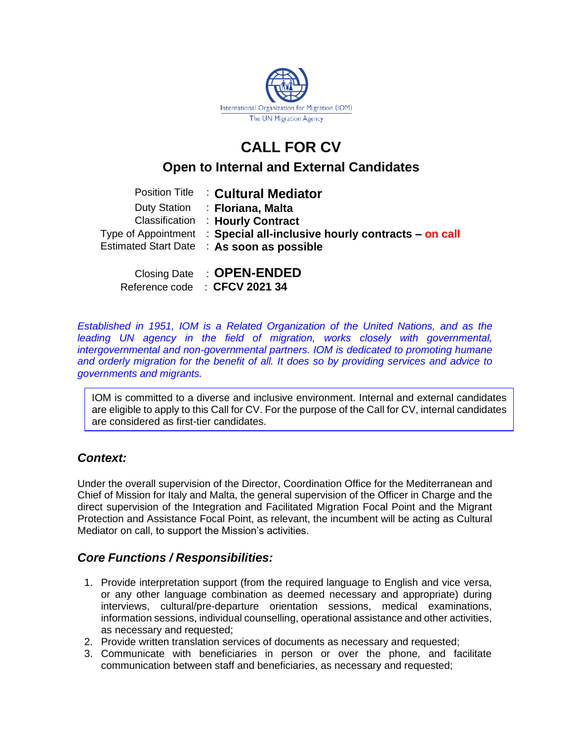International Organization for Migration (IOM)
The UN Migration Agency

# CALL FOR CV

## Open to Internal and External Candidates

| | |
|---|---|
| Position Title | : **Cultural Mediator** |
| Duty Station | : **Floriana, Malta** |
| Classification | : **Hourly Contract** |
| Type of Appointment | : **Special all-inclusive hourly contracts – on call** |
| Estimated Start Date | : **As soon as possible** |
| Closing Date | : **OPEN-ENDED** |
| Reference code | : **CFCV 2021 34** |

*Established in 1951, IOM is a Related Organization of the United Nations, and as the leading UN agency in the field of migration, works closely with governmental, intergovernmental and non-governmental partners. IOM is dedicated to promoting humane and orderly migration for the benefit of all. It does so by providing services and advice to governments and migrants.*

> IOM is committed to a diverse and inclusive environment. Internal and external candidates are eligible to apply to this Call for CV. For the purpose of the Call for CV, internal candidates are considered as first-tier candidates.

### *Context:*

Under the overall supervision of the Director, Coordination Office for the Mediterranean and Chief of Mission for Italy and Malta, the general supervision of the Officer in Charge and the direct supervision of the Integration and Facilitated Migration Focal Point and the Migrant Protection and Assistance Focal Point, as relevant, the incumbent will be acting as Cultural Mediator on call, to support the Mission's activities.

### *Core Functions / Responsibilities:*

1. Provide interpretation support (from the required language to English and vice versa, or any other language combination as deemed necessary and appropriate) during interviews, cultural/pre-departure orientation sessions, medical examinations, information sessions, individual counselling, operational assistance and other activities, as necessary and requested;
2. Provide written translation services of documents as necessary and requested;
3. Communicate with beneficiaries in person or over the phone, and facilitate communication between staff and beneficiaries, as necessary and requested;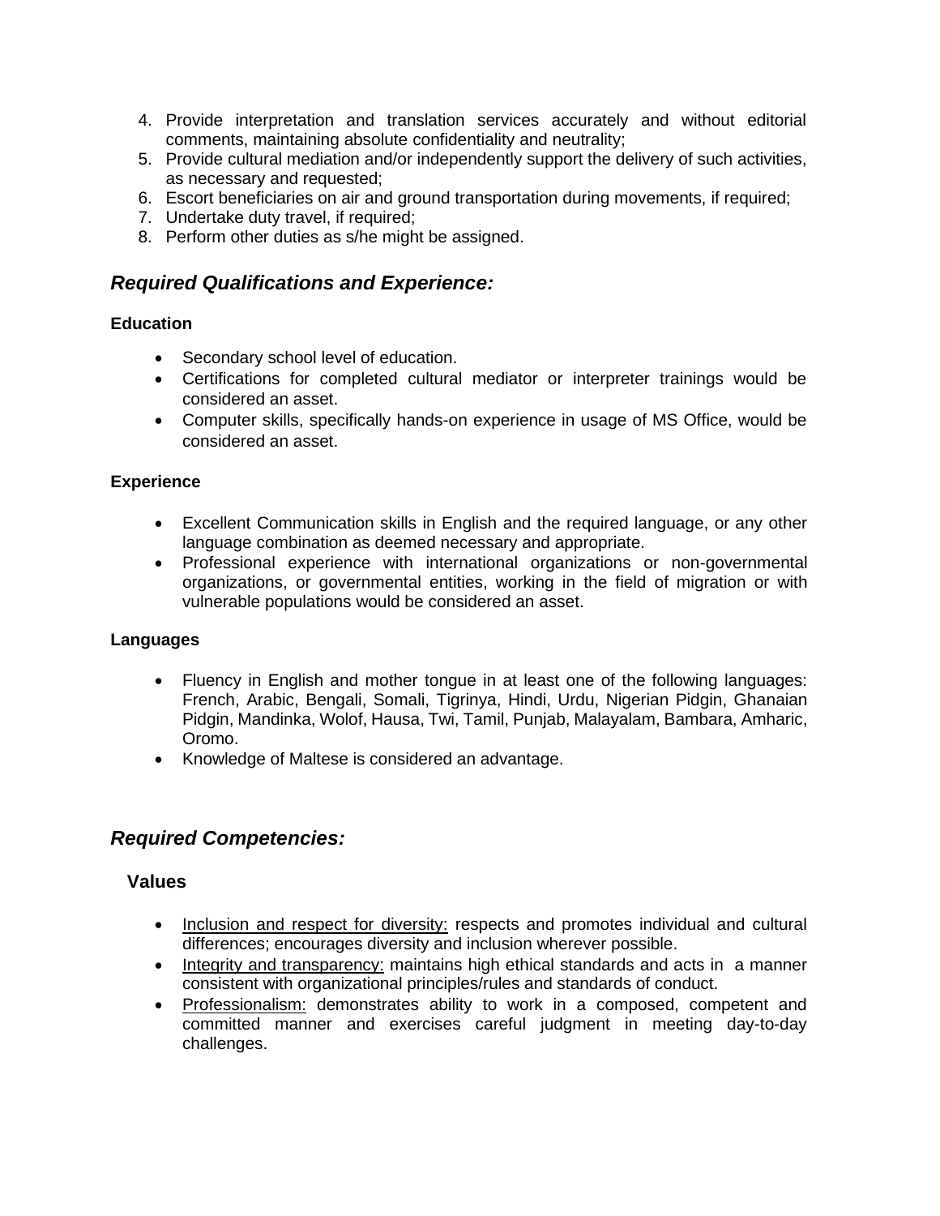4. Provide interpretation and translation services accurately and without editorial comments, maintaining absolute confidentiality and neutrality;
5. Provide cultural mediation and/or independently support the delivery of such activities, as necessary and requested;
6. Escort beneficiaries on air and ground transportation during movements, if required;
7. Undertake duty travel, if required;
8. Perform other duties as s/he might be assigned.

## *Required Qualifications and Experience:*

**Education**

- Secondary school level of education.
- Certifications for completed cultural mediator or interpreter trainings would be considered an asset.
- Computer skills, specifically hands-on experience in usage of MS Office, would be considered an asset.

**Experience**

- Excellent Communication skills in English and the required language, or any other language combination as deemed necessary and appropriate.
- Professional experience with international organizations or non-governmental organizations, or governmental entities, working in the field of migration or with vulnerable populations would be considered an asset.

**Languages**

- Fluency in English and mother tongue in at least one of the following languages: French, Arabic, Bengali, Somali, Tigrinya, Hindi, Urdu, Nigerian Pidgin, Ghanaian Pidgin, Mandinka, Wolof, Hausa, Twi, Tamil, Punjab, Malayalam, Bambara, Amharic, Oromo.
- Knowledge of Maltese is considered an advantage.

## *Required Competencies:*

### Values

- <u>Inclusion and respect for diversity:</u> respects and promotes individual and cultural differences; encourages diversity and inclusion wherever possible.
- <u>Integrity and transparency:</u> maintains high ethical standards and acts in a manner consistent with organizational principles/rules and standards of conduct.
- <u>Professionalism:</u> demonstrates ability to work in a composed, competent and committed manner and exercises careful judgment in meeting day-to-day challenges.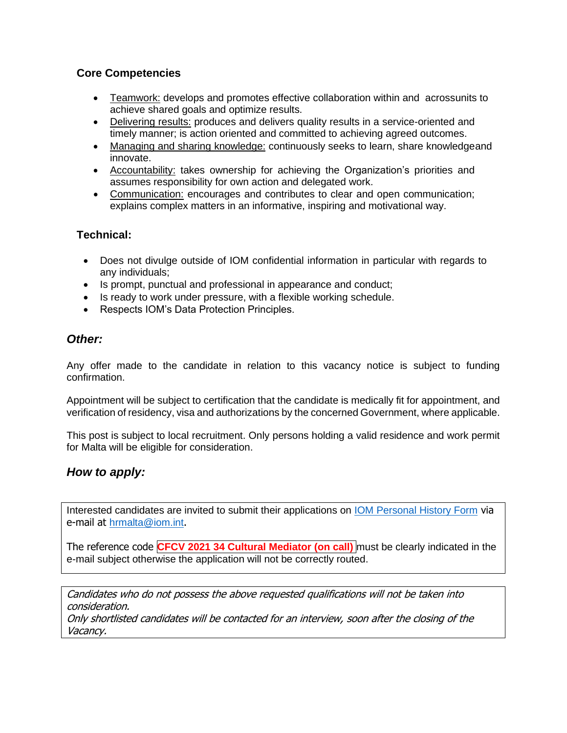**Core Competencies**

- Teamwork: develops and promotes effective collaboration within and acrossunits to achieve shared goals and optimize results.
- Delivering results: produces and delivers quality results in a service-oriented and timely manner; is action oriented and committed to achieving agreed outcomes.
- Managing and sharing knowledge: continuously seeks to learn, share knowledgeand innovate.
- Accountability: takes ownership for achieving the Organization's priorities and assumes responsibility for own action and delegated work.
- Communication: encourages and contributes to clear and open communication; explains complex matters in an informative, inspiring and motivational way.

**Technical:**

- Does not divulge outside of IOM confidential information in particular with regards to any individuals;
- Is prompt, punctual and professional in appearance and conduct;
- Is ready to work under pressure, with a flexible working schedule.
- Respects IOM's Data Protection Principles.

## *Other:*

Any offer made to the candidate in relation to this vacancy notice is subject to funding confirmation.

Appointment will be subject to certification that the candidate is medically fit for appointment, and verification of residency, visa and authorizations by the concerned Government, where applicable.

This post is subject to local recruitment. Only persons holding a valid residence and work permit for Malta will be eligible for consideration.

## *How to apply:*

Interested candidates are invited to submit their applications on IOM Personal History Form via e-mail at hrmalta@iom.int.

The reference code **CFCV 2021 34 Cultural Mediator (on call)** must be clearly indicated in the e-mail subject otherwise the application will not be correctly routed.

*Candidates who do not possess the above requested qualifications will not be taken into consideration.*
*Only shortlisted candidates will be contacted for an interview, soon after the closing of the Vacancy.*